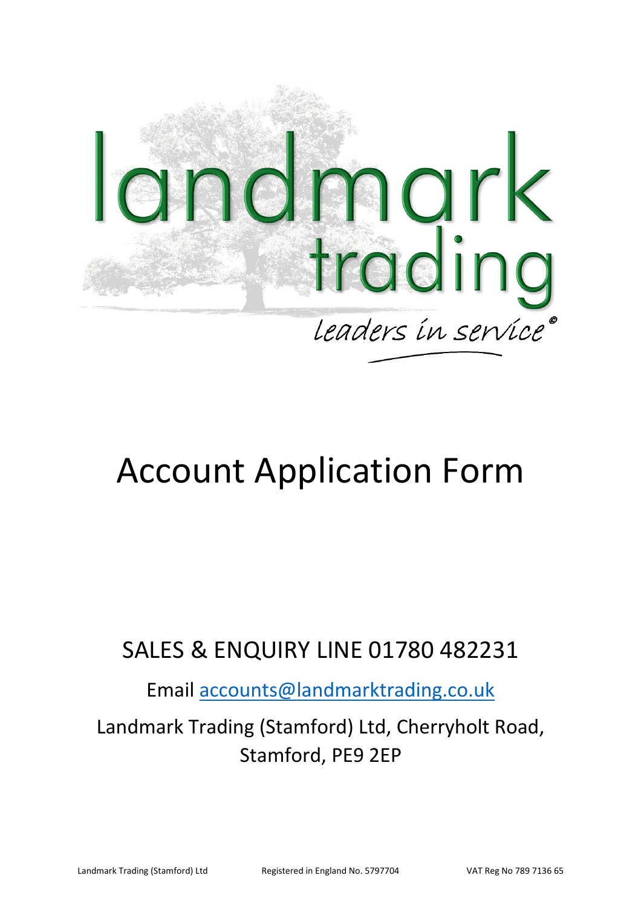landmark trading

*leaders in service*©

# Account Application Form

## SALES & ENQUIRY LINE 01780 482231

Email accounts@landmarktrading.co.uk

Landmark Trading (Stamford) Ltd, Cherryholt Road, Stamford, PE9 2EP

Landmark Trading (Stamford) Ltd Registered in England No. 5797704 VAT Reg No 789 7136 65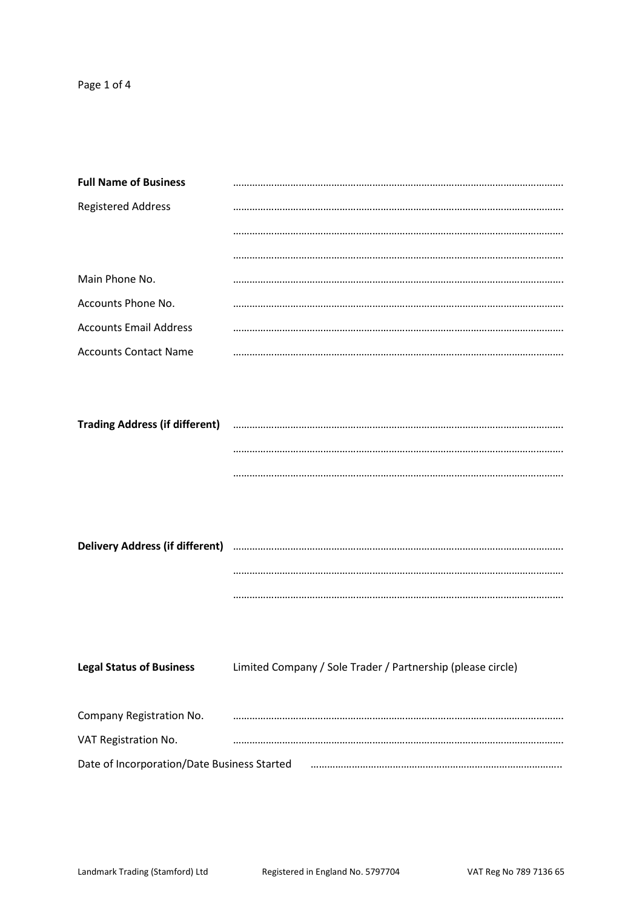**Full Name of Business** ……………………………………………………………………………………………………

Registered Address ……………………………………………………………………………………………………

……………………………………………………………………………………………………

……………………………………………………………………………………………………

Main Phone No. ……………………………………………………………………………………………………

Accounts Phone No. ……………………………………………………………………………………………………

Accounts Email Address ……………………………………………………………………………………………………

Accounts Contact Name ……………………………………………………………………………………………………

**Trading Address (if different)** ……………………………………………………………………………………………………

……………………………………………………………………………………………………

……………………………………………………………………………………………………

**Delivery Address (if different)** ……………………………………………………………………………………………………

……………………………………………………………………………………………………

……………………………………………………………………………………………………

**Legal Status of Business** Limited Company / Sole Trader / Partnership (please circle)

Company Registration No. ……………………………………………………………………………………………………

VAT Registration No. ……………………………………………………………………………………………………

Date of Incorporation/Date Business Started ………………………………………………………………………………

Landmark Trading (Stamford) Ltd Registered in England No. 5797704 VAT Reg No 789 7136 65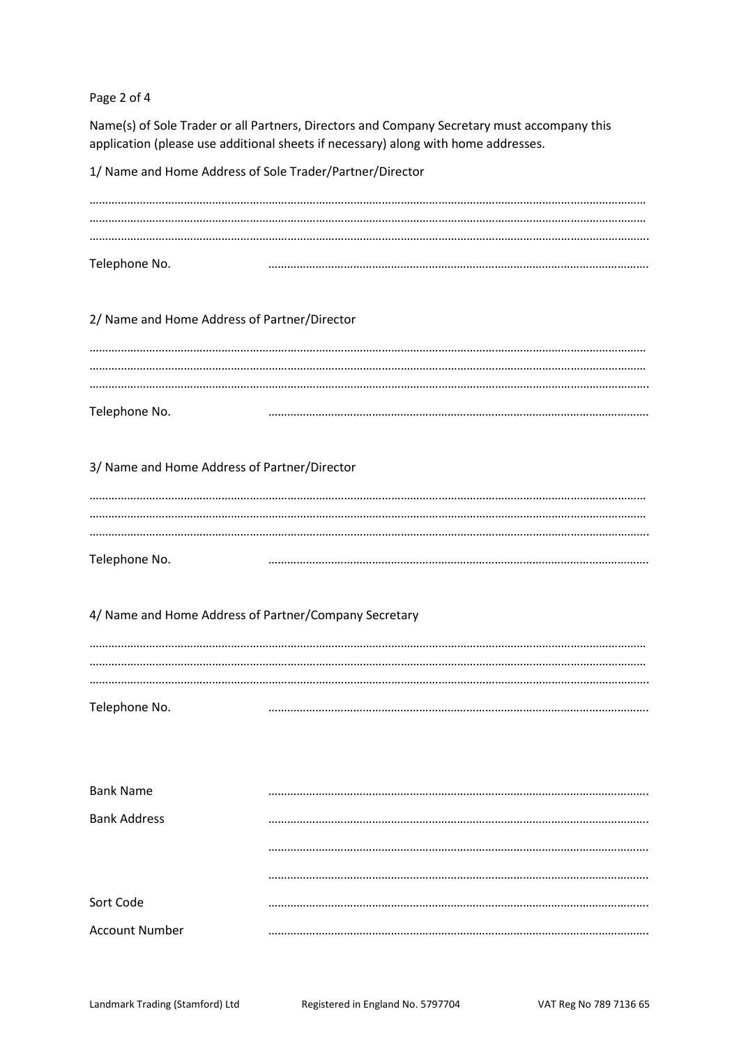Name(s) of Sole Trader or all Partners, Directors and Company Secretary must accompany this application (please use additional sheets if necessary) along with home addresses.

1/ Name and Home Address of Sole Trader/Partner/Director

…………………………………………………………………………………………………………………………………………………………
…………………………………………………………………………………………………………………………………………………………
…………………………………………………………………………………………………………………………………………………………

Telephone No. ……………………………………………………………………………………………………

2/ Name and Home Address of Partner/Director

…………………………………………………………………………………………………………………………………………………………
…………………………………………………………………………………………………………………………………………………………
…………………………………………………………………………………………………………………………………………………………

Telephone No. ……………………………………………………………………………………………………

3/ Name and Home Address of Partner/Director

…………………………………………………………………………………………………………………………………………………………
…………………………………………………………………………………………………………………………………………………………
…………………………………………………………………………………………………………………………………………………………

Telephone No. ……………………………………………………………………………………………………

4/ Name and Home Address of Partner/Company Secretary

…………………………………………………………………………………………………………………………………………………………
…………………………………………………………………………………………………………………………………………………………
…………………………………………………………………………………………………………………………………………………………

Telephone No. ……………………………………………………………………………………………………

Bank Name ……………………………………………………………………………………………………

Bank Address ……………………………………………………………………………………………………

……………………………………………………………………………………………………

……………………………………………………………………………………………………

Sort Code ……………………………………………………………………………………………………

Account Number ……………………………………………………………………………………………………

Landmark Trading (Stamford) Ltd Registered in England No. 5797704 VAT Reg No 789 7136 65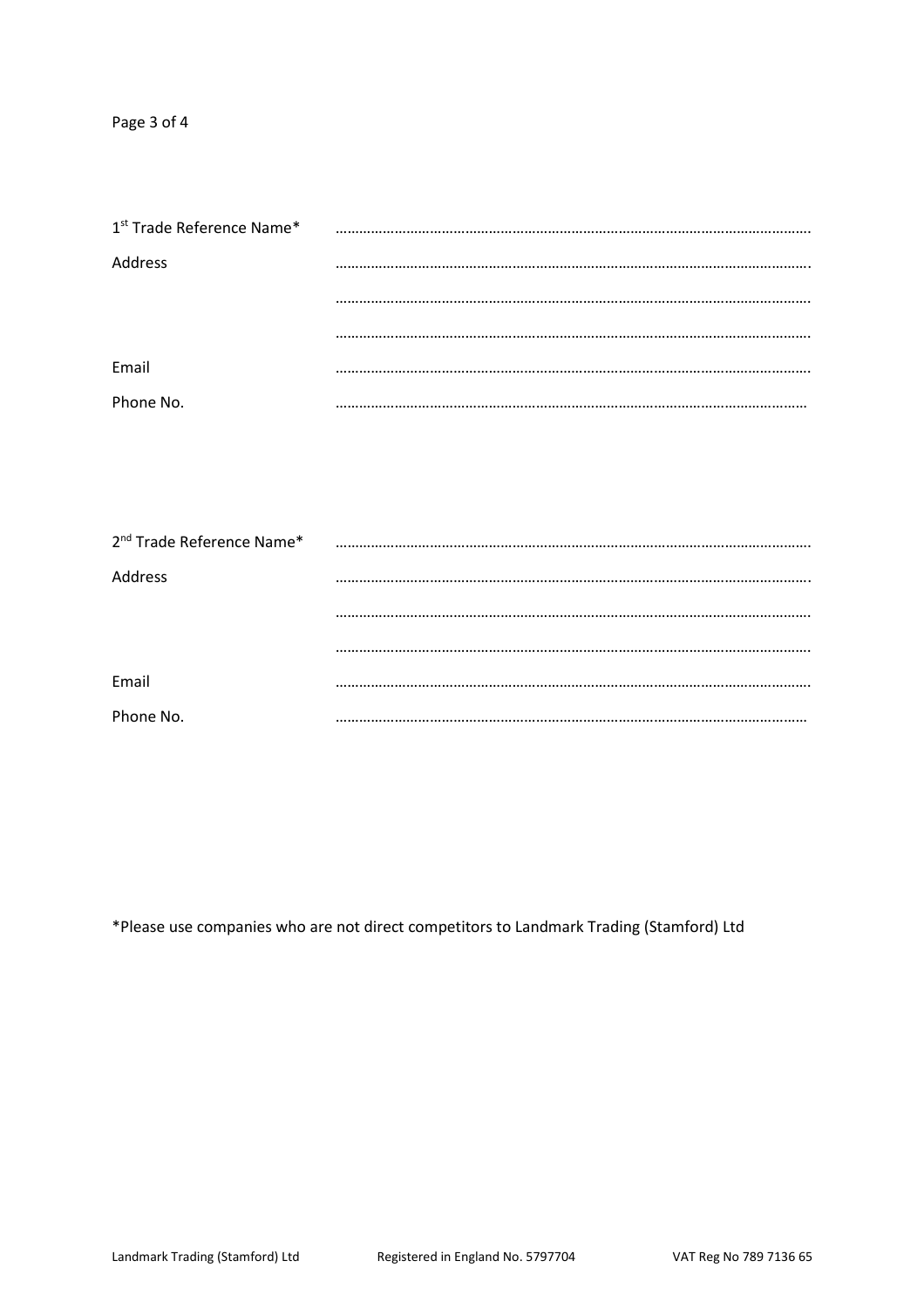1st Trade Reference Name* ………………………………………………………………………………………………………

Address ………………………………………………………………………………………………………

………………………………………………………………………………………………………

………………………………………………………………………………………………………

Email ………………………………………………………………………………………………………

Phone No. ………………………………………………………………………………………………………

2nd Trade Reference Name* ………………………………………………………………………………………………………

Address ………………………………………………………………………………………………………

………………………………………………………………………………………………………

………………………………………………………………………………………………………

Email ………………………………………………………………………………………………………

Phone No. ………………………………………………………………………………………………………

*Please use companies who are not direct competitors to Landmark Trading (Stamford) Ltd

Landmark Trading (Stamford) Ltd    Registered in England No. 5797704    VAT Reg No 789 7136 65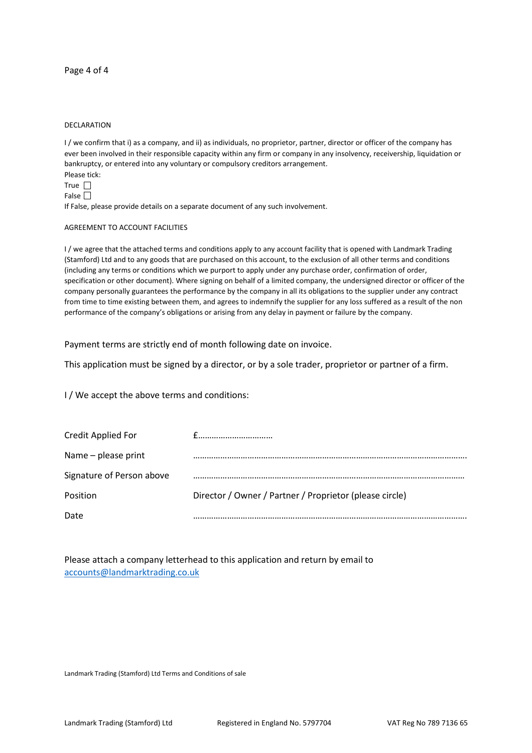## DECLARATION

I / we confirm that i) as a company, and ii) as individuals, no proprietor, partner, director or officer of the company has ever been involved in their responsible capacity within any firm or company in any insolvency, receivership, liquidation or bankruptcy, or entered into any voluntary or compulsory creditors arrangement.

Please tick:

True ☐

False ☐

If False, please provide details on a separate document of any such involvement.

## AGREEMENT TO ACCOUNT FACILITIES

I / we agree that the attached terms and conditions apply to any account facility that is opened with Landmark Trading (Stamford) Ltd and to any goods that are purchased on this account, to the exclusion of all other terms and conditions (including any terms or conditions which we purport to apply under any purchase order, confirmation of order, specification or other document). Where signing on behalf of a limited company, the undersigned director or officer of the company personally guarantees the performance by the company in all its obligations to the supplier under any contract from time to time existing between them, and agrees to indemnify the supplier for any loss suffered as a result of the non performance of the company's obligations or arising from any delay in payment or failure by the company.

Payment terms are strictly end of month following date on invoice.

This application must be signed by a director, or by a sole trader, proprietor or partner of a firm.

I / We accept the above terms and conditions:

| | |
|---|---|
| Credit Applied For | £…………………………… |
| Name – please print | …………………………………………………………………………………………………… |
| Signature of Person above | …………………………………………………………………………………………………… |
| Position | Director / Owner / Partner / Proprietor (please circle) |
| Date | …………………………………………………………………………………………………… |

Please attach a company letterhead to this application and return by email to accounts@landmarktrading.co.uk

Landmark Trading (Stamford) Ltd Terms and Conditions of sale

Landmark Trading (Stamford) Ltd    Registered in England No. 5797704    VAT Reg No 789 7136 65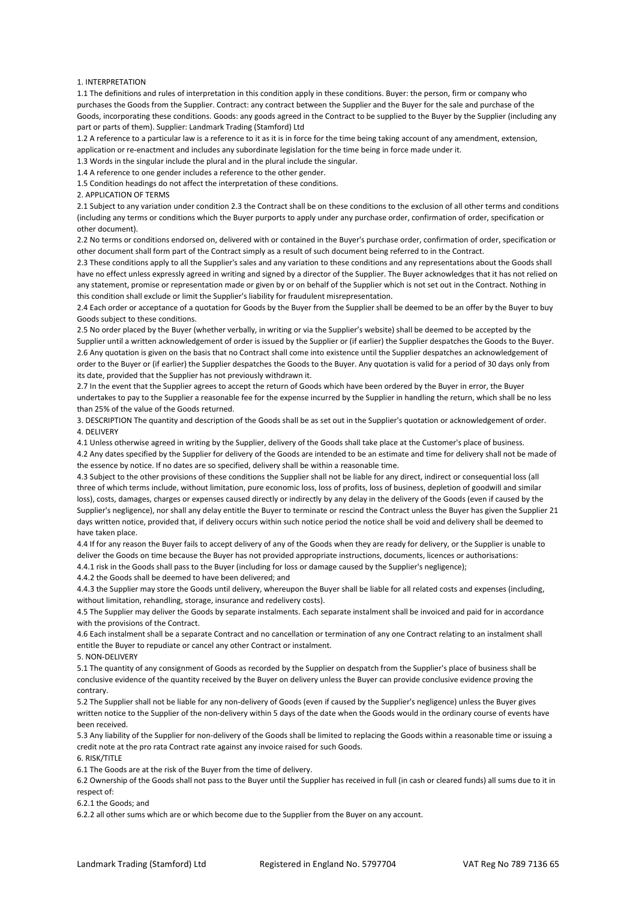1. INTERPRETATION

1.1 The definitions and rules of interpretation in this condition apply in these conditions. Buyer: the person, firm or company who purchases the Goods from the Supplier. Contract: any contract between the Supplier and the Buyer for the sale and purchase of the Goods, incorporating these conditions. Goods: any goods agreed in the Contract to be supplied to the Buyer by the Supplier (including any part or parts of them). Supplier: Landmark Trading (Stamford) Ltd

1.2 A reference to a particular law is a reference to it as it is in force for the time being taking account of any amendment, extension, application or re-enactment and includes any subordinate legislation for the time being in force made under it.

1.3 Words in the singular include the plural and in the plural include the singular.

1.4 A reference to one gender includes a reference to the other gender.

1.5 Condition headings do not affect the interpretation of these conditions.

2. APPLICATION OF TERMS

2.1 Subject to any variation under condition 2.3 the Contract shall be on these conditions to the exclusion of all other terms and conditions (including any terms or conditions which the Buyer purports to apply under any purchase order, confirmation of order, specification or other document).

2.2 No terms or conditions endorsed on, delivered with or contained in the Buyer's purchase order, confirmation of order, specification or other document shall form part of the Contract simply as a result of such document being referred to in the Contract.

2.3 These conditions apply to all the Supplier's sales and any variation to these conditions and any representations about the Goods shall have no effect unless expressly agreed in writing and signed by a director of the Supplier. The Buyer acknowledges that it has not relied on any statement, promise or representation made or given by or on behalf of the Supplier which is not set out in the Contract. Nothing in this condition shall exclude or limit the Supplier's liability for fraudulent misrepresentation.

2.4 Each order or acceptance of a quotation for Goods by the Buyer from the Supplier shall be deemed to be an offer by the Buyer to buy Goods subject to these conditions.

2.5 No order placed by the Buyer (whether verbally, in writing or via the Supplier's website) shall be deemed to be accepted by the Supplier until a written acknowledgement of order is issued by the Supplier or (if earlier) the Supplier despatches the Goods to the Buyer.

2.6 Any quotation is given on the basis that no Contract shall come into existence until the Supplier despatches an acknowledgement of order to the Buyer or (if earlier) the Supplier despatches the Goods to the Buyer. Any quotation is valid for a period of 30 days only from its date, provided that the Supplier has not previously withdrawn it.

2.7 In the event that the Supplier agrees to accept the return of Goods which have been ordered by the Buyer in error, the Buyer undertakes to pay to the Supplier a reasonable fee for the expense incurred by the Supplier in handling the return, which shall be no less than 25% of the value of the Goods returned.

3. DESCRIPTION The quantity and description of the Goods shall be as set out in the Supplier's quotation or acknowledgement of order.

4. DELIVERY

4.1 Unless otherwise agreed in writing by the Supplier, delivery of the Goods shall take place at the Customer's place of business.

4.2 Any dates specified by the Supplier for delivery of the Goods are intended to be an estimate and time for delivery shall not be made of the essence by notice. If no dates are so specified, delivery shall be within a reasonable time.

4.3 Subject to the other provisions of these conditions the Supplier shall not be liable for any direct, indirect or consequential loss (all three of which terms include, without limitation, pure economic loss, loss of profits, loss of business, depletion of goodwill and similar loss), costs, damages, charges or expenses caused directly or indirectly by any delay in the delivery of the Goods (even if caused by the Supplier's negligence), nor shall any delay entitle the Buyer to terminate or rescind the Contract unless the Buyer has given the Supplier 21 days written notice, provided that, if delivery occurs within such notice period the notice shall be void and delivery shall be deemed to have taken place.

4.4 If for any reason the Buyer fails to accept delivery of any of the Goods when they are ready for delivery, or the Supplier is unable to deliver the Goods on time because the Buyer has not provided appropriate instructions, documents, licences or authorisations:

4.4.1 risk in the Goods shall pass to the Buyer (including for loss or damage caused by the Supplier's negligence);

4.4.2 the Goods shall be deemed to have been delivered; and

4.4.3 the Supplier may store the Goods until delivery, whereupon the Buyer shall be liable for all related costs and expenses (including, without limitation, rehandling, storage, insurance and redelivery costs).

4.5 The Supplier may deliver the Goods by separate instalments. Each separate instalment shall be invoiced and paid for in accordance with the provisions of the Contract.

4.6 Each instalment shall be a separate Contract and no cancellation or termination of any one Contract relating to an instalment shall entitle the Buyer to repudiate or cancel any other Contract or instalment.

5. NON-DELIVERY

5.1 The quantity of any consignment of Goods as recorded by the Supplier on despatch from the Supplier's place of business shall be conclusive evidence of the quantity received by the Buyer on delivery unless the Buyer can provide conclusive evidence proving the contrary.

5.2 The Supplier shall not be liable for any non-delivery of Goods (even if caused by the Supplier's negligence) unless the Buyer gives written notice to the Supplier of the non-delivery within 5 days of the date when the Goods would in the ordinary course of events have been received.

5.3 Any liability of the Supplier for non-delivery of the Goods shall be limited to replacing the Goods within a reasonable time or issuing a credit note at the pro rata Contract rate against any invoice raised for such Goods.

6. RISK/TITLE

6.1 The Goods are at the risk of the Buyer from the time of delivery.

6.2 Ownership of the Goods shall not pass to the Buyer until the Supplier has received in full (in cash or cleared funds) all sums due to it in respect of:

6.2.1 the Goods; and

6.2.2 all other sums which are or which become due to the Supplier from the Buyer on any account.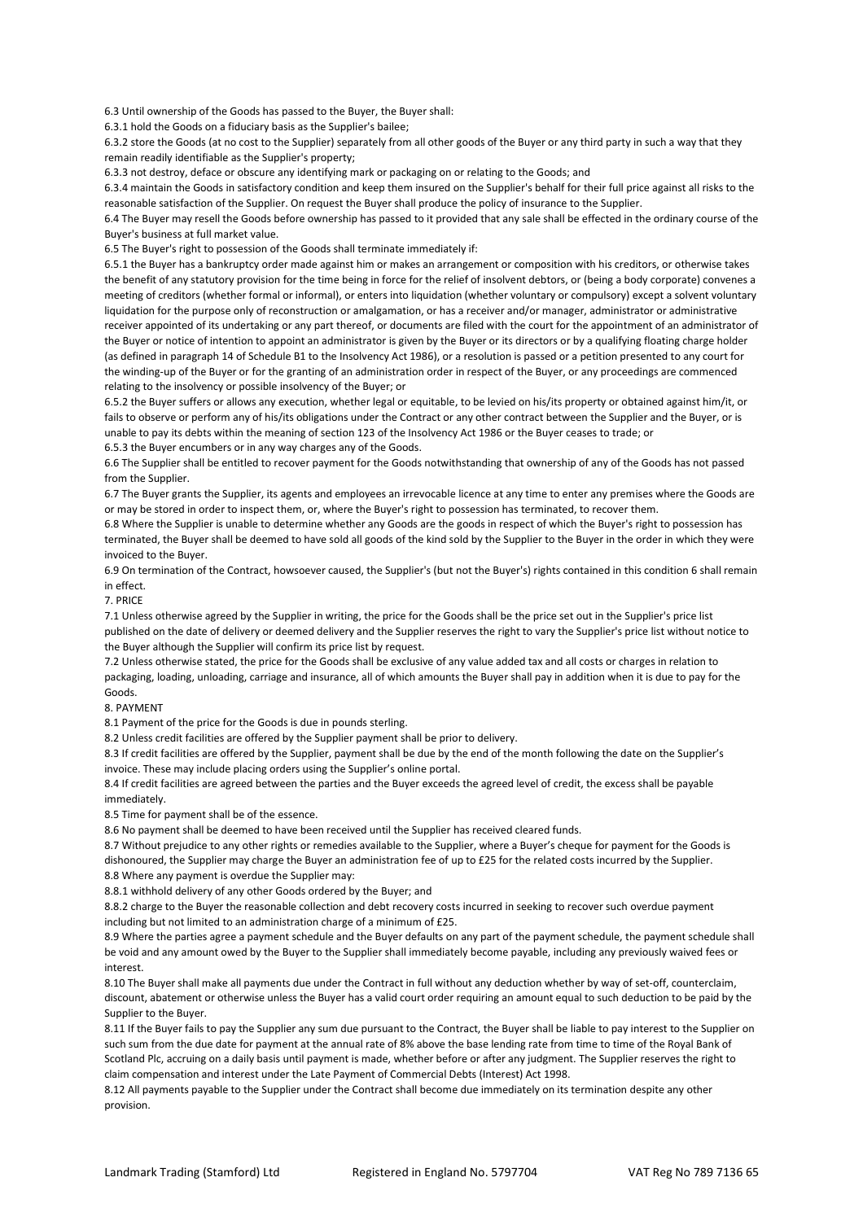6.3 Until ownership of the Goods has passed to the Buyer, the Buyer shall:

6.3.1 hold the Goods on a fiduciary basis as the Supplier's bailee;

6.3.2 store the Goods (at no cost to the Supplier) separately from all other goods of the Buyer or any third party in such a way that they remain readily identifiable as the Supplier's property;

6.3.3 not destroy, deface or obscure any identifying mark or packaging on or relating to the Goods; and

6.3.4 maintain the Goods in satisfactory condition and keep them insured on the Supplier's behalf for their full price against all risks to the reasonable satisfaction of the Supplier. On request the Buyer shall produce the policy of insurance to the Supplier.

6.4 The Buyer may resell the Goods before ownership has passed to it provided that any sale shall be effected in the ordinary course of the Buyer's business at full market value.

6.5 The Buyer's right to possession of the Goods shall terminate immediately if:

6.5.1 the Buyer has a bankruptcy order made against him or makes an arrangement or composition with his creditors, or otherwise takes the benefit of any statutory provision for the time being in force for the relief of insolvent debtors, or (being a body corporate) convenes a meeting of creditors (whether formal or informal), or enters into liquidation (whether voluntary or compulsory) except a solvent voluntary liquidation for the purpose only of reconstruction or amalgamation, or has a receiver and/or manager, administrator or administrative receiver appointed of its undertaking or any part thereof, or documents are filed with the court for the appointment of an administrator of the Buyer or notice of intention to appoint an administrator is given by the Buyer or its directors or by a qualifying floating charge holder (as defined in paragraph 14 of Schedule B1 to the Insolvency Act 1986), or a resolution is passed or a petition presented to any court for the winding-up of the Buyer or for the granting of an administration order in respect of the Buyer, or any proceedings are commenced relating to the insolvency or possible insolvency of the Buyer; or

6.5.2 the Buyer suffers or allows any execution, whether legal or equitable, to be levied on his/its property or obtained against him/it, or fails to observe or perform any of his/its obligations under the Contract or any other contract between the Supplier and the Buyer, or is unable to pay its debts within the meaning of section 123 of the Insolvency Act 1986 or the Buyer ceases to trade; or

6.5.3 the Buyer encumbers or in any way charges any of the Goods.

6.6 The Supplier shall be entitled to recover payment for the Goods notwithstanding that ownership of any of the Goods has not passed from the Supplier.

6.7 The Buyer grants the Supplier, its agents and employees an irrevocable licence at any time to enter any premises where the Goods are or may be stored in order to inspect them, or, where the Buyer's right to possession has terminated, to recover them.

6.8 Where the Supplier is unable to determine whether any Goods are the goods in respect of which the Buyer's right to possession has terminated, the Buyer shall be deemed to have sold all goods of the kind sold by the Supplier to the Buyer in the order in which they were invoiced to the Buyer.

6.9 On termination of the Contract, howsoever caused, the Supplier's (but not the Buyer's) rights contained in this condition 6 shall remain in effect.

## 7. PRICE

7.1 Unless otherwise agreed by the Supplier in writing, the price for the Goods shall be the price set out in the Supplier's price list published on the date of delivery or deemed delivery and the Supplier reserves the right to vary the Supplier's price list without notice to the Buyer although the Supplier will confirm its price list by request.

7.2 Unless otherwise stated, the price for the Goods shall be exclusive of any value added tax and all costs or charges in relation to packaging, loading, unloading, carriage and insurance, all of which amounts the Buyer shall pay in addition when it is due to pay for the Goods.

## 8. PAYMENT

8.1 Payment of the price for the Goods is due in pounds sterling.

8.2 Unless credit facilities are offered by the Supplier payment shall be prior to delivery.

8.3 If credit facilities are offered by the Supplier, payment shall be due by the end of the month following the date on the Supplier's invoice. These may include placing orders using the Supplier's online portal.

8.4 If credit facilities are agreed between the parties and the Buyer exceeds the agreed level of credit, the excess shall be payable immediately.

8.5 Time for payment shall be of the essence.

8.6 No payment shall be deemed to have been received until the Supplier has received cleared funds.

8.7 Without prejudice to any other rights or remedies available to the Supplier, where a Buyer's cheque for payment for the Goods is dishonoured, the Supplier may charge the Buyer an administration fee of up to £25 for the related costs incurred by the Supplier.

8.8 Where any payment is overdue the Supplier may:

8.8.1 withhold delivery of any other Goods ordered by the Buyer; and

8.8.2 charge to the Buyer the reasonable collection and debt recovery costs incurred in seeking to recover such overdue payment including but not limited to an administration charge of a minimum of £25.

8.9 Where the parties agree a payment schedule and the Buyer defaults on any part of the payment schedule, the payment schedule shall be void and any amount owed by the Buyer to the Supplier shall immediately become payable, including any previously waived fees or interest.

8.10 The Buyer shall make all payments due under the Contract in full without any deduction whether by way of set-off, counterclaim, discount, abatement or otherwise unless the Buyer has a valid court order requiring an amount equal to such deduction to be paid by the Supplier to the Buyer.

8.11 If the Buyer fails to pay the Supplier any sum due pursuant to the Contract, the Buyer shall be liable to pay interest to the Supplier on such sum from the due date for payment at the annual rate of 8% above the base lending rate from time to time of the Royal Bank of Scotland Plc, accruing on a daily basis until payment is made, whether before or after any judgment. The Supplier reserves the right to claim compensation and interest under the Late Payment of Commercial Debts (Interest) Act 1998.

8.12 All payments payable to the Supplier under the Contract shall become due immediately on its termination despite any other provision.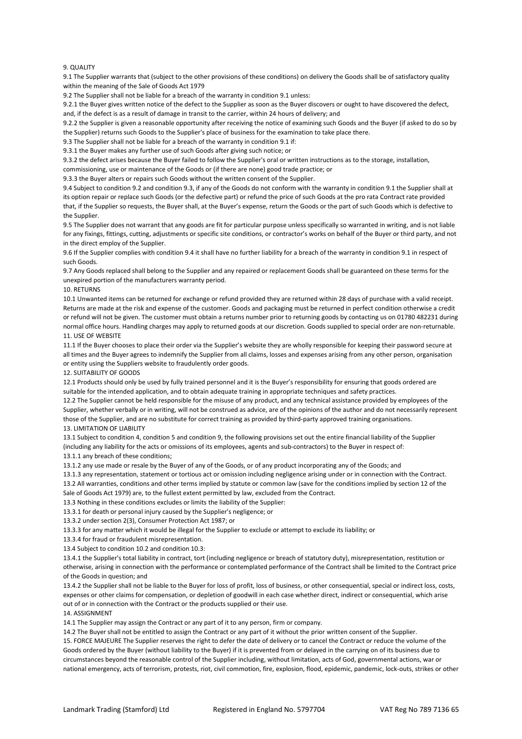9. QUALITY

9.1 The Supplier warrants that (subject to the other provisions of these conditions) on delivery the Goods shall be of satisfactory quality within the meaning of the Sale of Goods Act 1979

9.2 The Supplier shall not be liable for a breach of the warranty in condition 9.1 unless:

9.2.1 the Buyer gives written notice of the defect to the Supplier as soon as the Buyer discovers or ought to have discovered the defect, and, if the defect is as a result of damage in transit to the carrier, within 24 hours of delivery; and

9.2.2 the Supplier is given a reasonable opportunity after receiving the notice of examining such Goods and the Buyer (if asked to do so by the Supplier) returns such Goods to the Supplier's place of business for the examination to take place there.

9.3 The Supplier shall not be liable for a breach of the warranty in condition 9.1 if:

9.3.1 the Buyer makes any further use of such Goods after giving such notice; or

9.3.2 the defect arises because the Buyer failed to follow the Supplier's oral or written instructions as to the storage, installation, commissioning, use or maintenance of the Goods or (if there are none) good trade practice; or

9.3.3 the Buyer alters or repairs such Goods without the written consent of the Supplier.

9.4 Subject to condition 9.2 and condition 9.3, if any of the Goods do not conform with the warranty in condition 9.1 the Supplier shall at its option repair or replace such Goods (or the defective part) or refund the price of such Goods at the pro rata Contract rate provided that, if the Supplier so requests, the Buyer shall, at the Buyer's expense, return the Goods or the part of such Goods which is defective to the Supplier.

9.5 The Supplier does not warrant that any goods are fit for particular purpose unless specifically so warranted in writing, and is not liable for any fixings, fittings, cutting, adjustments or specific site conditions, or contractor's works on behalf of the Buyer or third party, and not in the direct employ of the Supplier.

9.6 If the Supplier complies with condition 9.4 it shall have no further liability for a breach of the warranty in condition 9.1 in respect of such Goods.

9.7 Any Goods replaced shall belong to the Supplier and any repaired or replacement Goods shall be guaranteed on these terms for the unexpired portion of the manufacturers warranty period.

10. RETURNS

10.1 Unwanted items can be returned for exchange or refund provided they are returned within 28 days of purchase with a valid receipt. Returns are made at the risk and expense of the customer. Goods and packaging must be returned in perfect condition otherwise a credit or refund will not be given. The customer must obtain a returns number prior to returning goods by contacting us on 01780 482231 during normal office hours. Handling charges may apply to returned goods at our discretion. Goods supplied to special order are non-returnable.

11. USE OF WEBSITE

11.1 If the Buyer chooses to place their order via the Supplier's website they are wholly responsible for keeping their password secure at all times and the Buyer agrees to indemnify the Supplier from all claims, losses and expenses arising from any other person, organisation or entity using the Suppliers website to fraudulently order goods.

12. SUITABILITY OF GOODS

12.1 Products should only be used by fully trained personnel and it is the Buyer's responsibility for ensuring that goods ordered are suitable for the intended application, and to obtain adequate training in appropriate techniques and safety practices.

12.2 The Supplier cannot be held responsible for the misuse of any product, and any technical assistance provided by employees of the Supplier, whether verbally or in writing, will not be construed as advice, are of the opinions of the author and do not necessarily represent those of the Supplier, and are no substitute for correct training as provided by third-party approved training organisations.

13. LIMITATION OF LIABILITY

13.1 Subject to condition 4, condition 5 and condition 9, the following provisions set out the entire financial liability of the Supplier (including any liability for the acts or omissions of its employees, agents and sub-contractors) to the Buyer in respect of:

13.1.1 any breach of these conditions;

13.1.2 any use made or resale by the Buyer of any of the Goods, or of any product incorporating any of the Goods; and

13.1.3 any representation, statement or tortious act or omission including negligence arising under or in connection with the Contract.

13.2 All warranties, conditions and other terms implied by statute or common law (save for the conditions implied by section 12 of the Sale of Goods Act 1979) are, to the fullest extent permitted by law, excluded from the Contract.

13.3 Nothing in these conditions excludes or limits the liability of the Supplier:

13.3.1 for death or personal injury caused by the Supplier's negligence; or

13.3.2 under section 2(3), Consumer Protection Act 1987; or

13.3.3 for any matter which it would be illegal for the Supplier to exclude or attempt to exclude its liability; or

13.3.4 for fraud or fraudulent misrepresentation.

13.4 Subject to condition 10.2 and condition 10.3:

13.4.1 the Supplier's total liability in contract, tort (including negligence or breach of statutory duty), misrepresentation, restitution or otherwise, arising in connection with the performance or contemplated performance of the Contract shall be limited to the Contract price of the Goods in question; and

13.4.2 the Supplier shall not be liable to the Buyer for loss of profit, loss of business, or other consequential, special or indirect loss, costs, expenses or other claims for compensation, or depletion of goodwill in each case whether direct, indirect or consequential, which arise out of or in connection with the Contract or the products supplied or their use.

14. ASSIGNMENT

14.1 The Supplier may assign the Contract or any part of it to any person, firm or company.

14.2 The Buyer shall not be entitled to assign the Contract or any part of it without the prior written consent of the Supplier.

15. FORCE MAJEURE The Supplier reserves the right to defer the date of delivery or to cancel the Contract or reduce the volume of the Goods ordered by the Buyer (without liability to the Buyer) if it is prevented from or delayed in the carrying on of its business due to circumstances beyond the reasonable control of the Supplier including, without limitation, acts of God, governmental actions, war or national emergency, acts of terrorism, protests, riot, civil commotion, fire, explosion, flood, epidemic, pandemic, lock-outs, strikes or other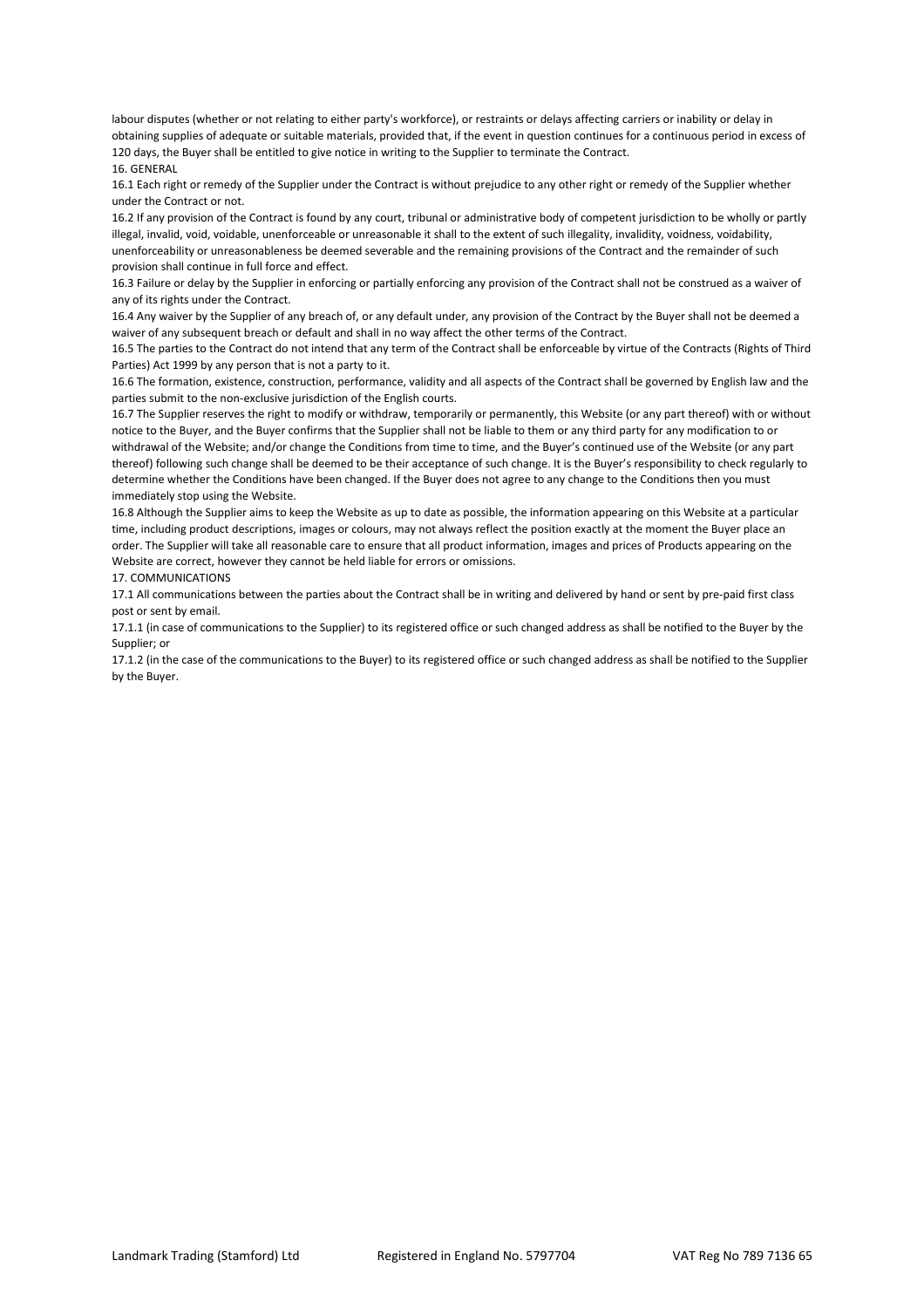labour disputes (whether or not relating to either party's workforce), or restraints or delays affecting carriers or inability or delay in obtaining supplies of adequate or suitable materials, provided that, if the event in question continues for a continuous period in excess of 120 days, the Buyer shall be entitled to give notice in writing to the Supplier to terminate the Contract.

16. GENERAL

16.1 Each right or remedy of the Supplier under the Contract is without prejudice to any other right or remedy of the Supplier whether under the Contract or not.

16.2 If any provision of the Contract is found by any court, tribunal or administrative body of competent jurisdiction to be wholly or partly illegal, invalid, void, voidable, unenforceable or unreasonable it shall to the extent of such illegality, invalidity, voidness, voidability, unenforceability or unreasonableness be deemed severable and the remaining provisions of the Contract and the remainder of such provision shall continue in full force and effect.

16.3 Failure or delay by the Supplier in enforcing or partially enforcing any provision of the Contract shall not be construed as a waiver of any of its rights under the Contract.

16.4 Any waiver by the Supplier of any breach of, or any default under, any provision of the Contract by the Buyer shall not be deemed a waiver of any subsequent breach or default and shall in no way affect the other terms of the Contract.

16.5 The parties to the Contract do not intend that any term of the Contract shall be enforceable by virtue of the Contracts (Rights of Third Parties) Act 1999 by any person that is not a party to it.

16.6 The formation, existence, construction, performance, validity and all aspects of the Contract shall be governed by English law and the parties submit to the non-exclusive jurisdiction of the English courts.

16.7 The Supplier reserves the right to modify or withdraw, temporarily or permanently, this Website (or any part thereof) with or without notice to the Buyer, and the Buyer confirms that the Supplier shall not be liable to them or any third party for any modification to or withdrawal of the Website; and/or change the Conditions from time to time, and the Buyer's continued use of the Website (or any part thereof) following such change shall be deemed to be their acceptance of such change. It is the Buyer's responsibility to check regularly to determine whether the Conditions have been changed. If the Buyer does not agree to any change to the Conditions then you must immediately stop using the Website.

16.8 Although the Supplier aims to keep the Website as up to date as possible, the information appearing on this Website at a particular time, including product descriptions, images or colours, may not always reflect the position exactly at the moment the Buyer place an order. The Supplier will take all reasonable care to ensure that all product information, images and prices of Products appearing on the Website are correct, however they cannot be held liable for errors or omissions.

17. COMMUNICATIONS

17.1 All communications between the parties about the Contract shall be in writing and delivered by hand or sent by pre-paid first class post or sent by email.

17.1.1 (in case of communications to the Supplier) to its registered office or such changed address as shall be notified to the Buyer by the Supplier; or

17.1.2 (in the case of the communications to the Buyer) to its registered office or such changed address as shall be notified to the Supplier by the Buyer.